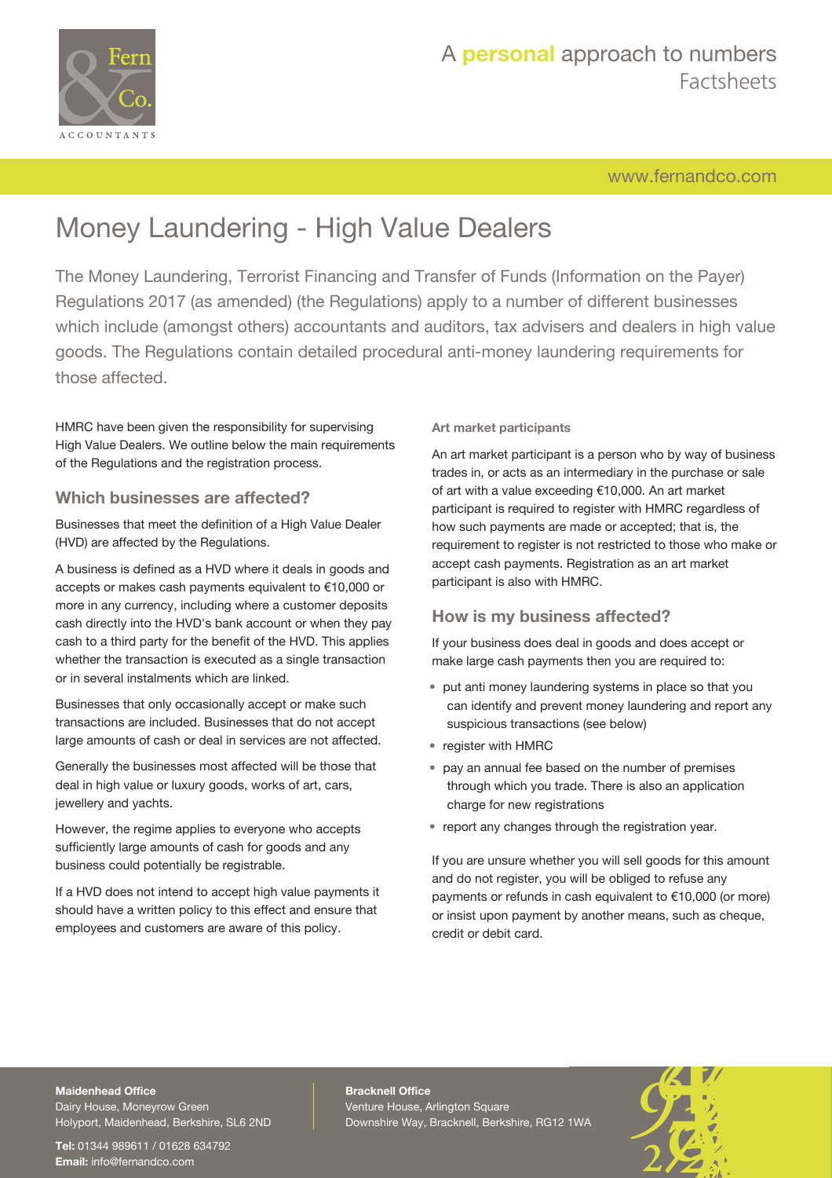# Money Laundering - High Value Dealers

The Money Laundering, Terrorist Financing and Transfer of Funds (Information on the Payer) Regulations 2017 (as amended) (the Regulations) apply to a number of different businesses which include (amongst others) accountants and auditors, tax advisers and dealers in high value goods. The Regulations contain detailed procedural anti-money laundering requirements for those affected.

HMRC have been given the responsibility for supervising High Value Dealers. We outline below the main requirements of the Regulations and the registration process.

## Which businesses are affected?

Businesses that meet the definition of a High Value Dealer (HVD) are affected by the Regulations.

A business is defined as a HVD where it deals in goods and accepts or makes cash payments equivalent to €10,000 or more in any currency, including where a customer deposits cash directly into the HVD's bank account or when they pay cash to a third party for the benefit of the HVD. This applies whether the transaction is executed as a single transaction or in several instalments which are linked.

Businesses that only occasionally accept or make such transactions are included. Businesses that do not accept large amounts of cash or deal in services are not affected.

Generally the businesses most affected will be those that deal in high value or luxury goods, works of art, cars, jewellery and yachts.

However, the regime applies to everyone who accepts sufficiently large amounts of cash for goods and any business could potentially be registrable.

If a HVD does not intend to accept high value payments it should have a written policy to this effect and ensure that employees and customers are aware of this policy.

### Art market participants

An art market participant is a person who by way of business trades in, or acts as an intermediary in the purchase or sale of art with a value exceeding €10,000. An art market participant is required to register with HMRC regardless of how such payments are made or accepted; that is, the requirement to register is not restricted to those who make or accept cash payments. Registration as an art market participant is also with HMRC.

## How is my business affected?

If your business does deal in goods and does accept or make large cash payments then you are required to:

- put anti money laundering systems in place so that you can identify and prevent money laundering and report any suspicious transactions (see below)
- register with HMRC
- pay an annual fee based on the number of premises through which you trade. There is also an application charge for new registrations
- report any changes through the registration year.

If you are unsure whether you will sell goods for this amount and do not register, you will be obliged to refuse any payments or refunds in cash equivalent to €10,000 (or more) or insist upon payment by another means, such as cheque, credit or debit card.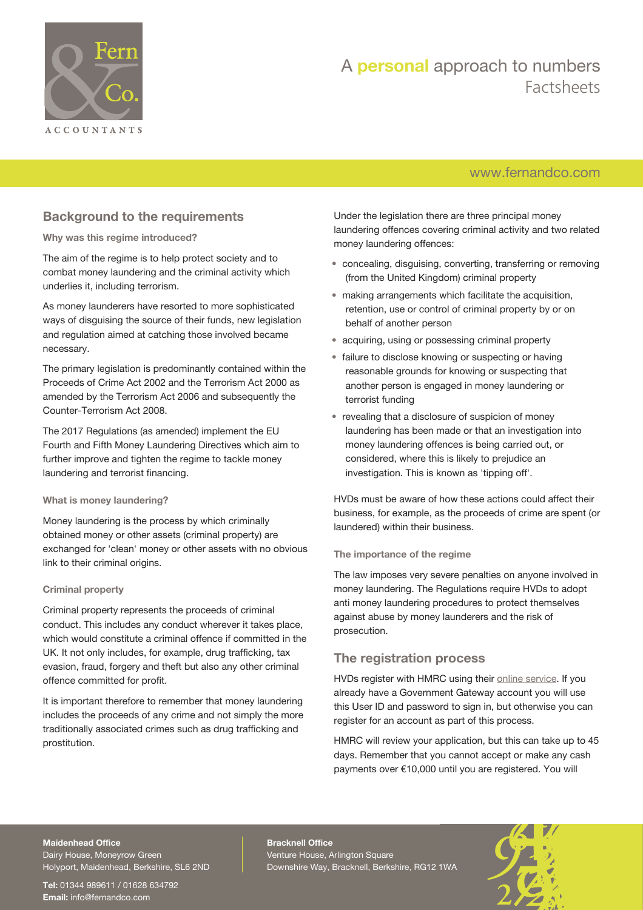## Background to the requirements

### Why was this regime introduced?

The aim of the regime is to help protect society and to combat money laundering and the criminal activity which underlies it, including terrorism.

As money launderers have resorted to more sophisticated ways of disguising the source of their funds, new legislation and regulation aimed at catching those involved became necessary.

The primary legislation is predominantly contained within the Proceeds of Crime Act 2002 and the Terrorism Act 2000 as amended by the Terrorism Act 2006 and subsequently the Counter-Terrorism Act 2008.

The 2017 Regulations (as amended) implement the EU Fourth and Fifth Money Laundering Directives which aim to further improve and tighten the regime to tackle money laundering and terrorist financing.

### What is money laundering?

Money laundering is the process by which criminally obtained money or other assets (criminal property) are exchanged for 'clean' money or other assets with no obvious link to their criminal origins.

### Criminal property

Criminal property represents the proceeds of criminal conduct. This includes any conduct wherever it takes place, which would constitute a criminal offence if committed in the UK. It not only includes, for example, drug trafficking, tax evasion, fraud, forgery and theft but also any other criminal offence committed for profit.

It is important therefore to remember that money laundering includes the proceeds of any crime and not simply the more traditionally associated crimes such as drug trafficking and prostitution.

Under the legislation there are three principal money laundering offences covering criminal activity and two related money laundering offences:

- concealing, disguising, converting, transferring or removing (from the United Kingdom) criminal property
- making arrangements which facilitate the acquisition, retention, use or control of criminal property by or on behalf of another person
- acquiring, using or possessing criminal property
- failure to disclose knowing or suspecting or having reasonable grounds for knowing or suspecting that another person is engaged in money laundering or terrorist funding
- revealing that a disclosure of suspicion of money laundering has been made or that an investigation into money laundering offences is being carried out, or considered, where this is likely to prejudice an investigation. This is known as 'tipping off'.

HVDs must be aware of how these actions could affect their business, for example, as the proceeds of crime are spent (or laundered) within their business.

### The importance of the regime

The law imposes very severe penalties on anyone involved in money laundering. The Regulations require HVDs to adopt anti money laundering procedures to protect themselves against abuse by money launderers and the risk of prosecution.

## The registration process

HVDs register with HMRC using their online service. If you already have a Government Gateway account you will use this User ID and password to sign in, but otherwise you can register for an account as part of this process.

HMRC will review your application, but this can take up to 45 days. Remember that you cannot accept or make any cash payments over €10,000 until you are registered. You will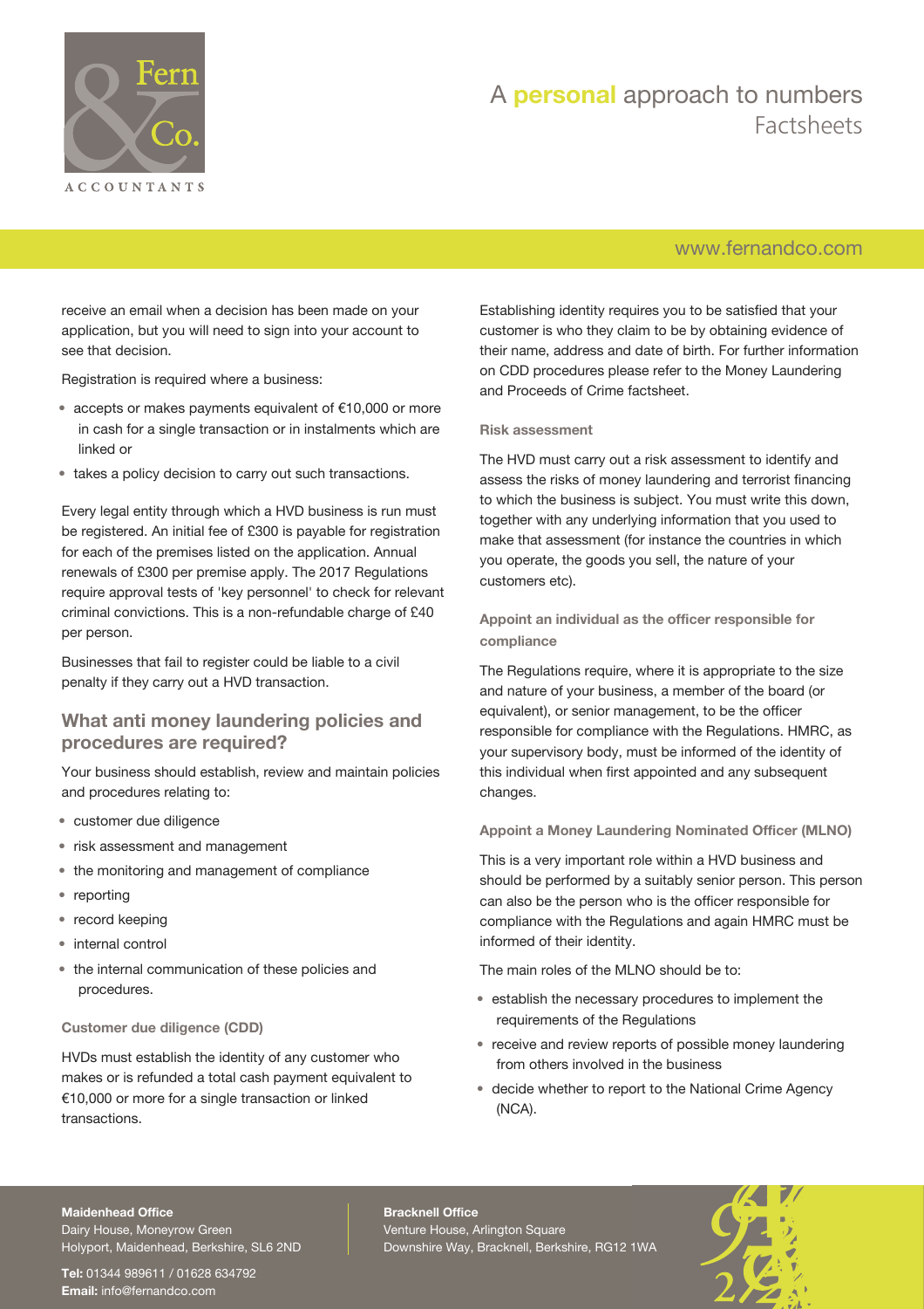receive an email when a decision has been made on your application, but you will need to sign into your account to see that decision.

Registration is required where a business:

- accepts or makes payments equivalent of €10,000 or more in cash for a single transaction or in instalments which are linked or
- takes a policy decision to carry out such transactions.

Every legal entity through which a HVD business is run must be registered. An initial fee of £300 is payable for registration for each of the premises listed on the application. Annual renewals of £300 per premise apply. The 2017 Regulations require approval tests of 'key personnel' to check for relevant criminal convictions. This is a non-refundable charge of £40 per person.

Businesses that fail to register could be liable to a civil penalty if they carry out a HVD transaction.

## What anti money laundering policies and procedures are required?

Your business should establish, review and maintain policies and procedures relating to:

- customer due diligence
- risk assessment and management
- the monitoring and management of compliance
- reporting
- record keeping
- internal control
- the internal communication of these policies and procedures.

### Customer due diligence (CDD)

HVDs must establish the identity of any customer who makes or is refunded a total cash payment equivalent to €10,000 or more for a single transaction or linked transactions.

Establishing identity requires you to be satisfied that your customer is who they claim to be by obtaining evidence of their name, address and date of birth. For further information on CDD procedures please refer to the Money Laundering and Proceeds of Crime factsheet.

### Risk assessment

The HVD must carry out a risk assessment to identify and assess the risks of money laundering and terrorist financing to which the business is subject. You must write this down, together with any underlying information that you used to make that assessment (for instance the countries in which you operate, the goods you sell, the nature of your customers etc).

### Appoint an individual as the officer responsible for compliance

The Regulations require, where it is appropriate to the size and nature of your business, a member of the board (or equivalent), or senior management, to be the officer responsible for compliance with the Regulations. HMRC, as your supervisory body, must be informed of the identity of this individual when first appointed and any subsequent changes.

### Appoint a Money Laundering Nominated Officer (MLNO)

This is a very important role within a HVD business and should be performed by a suitably senior person. This person can also be the person who is the officer responsible for compliance with the Regulations and again HMRC must be informed of their identity.

The main roles of the MLNO should be to:

- establish the necessary procedures to implement the requirements of the Regulations
- receive and review reports of possible money laundering from others involved in the business
- decide whether to report to the National Crime Agency (NCA).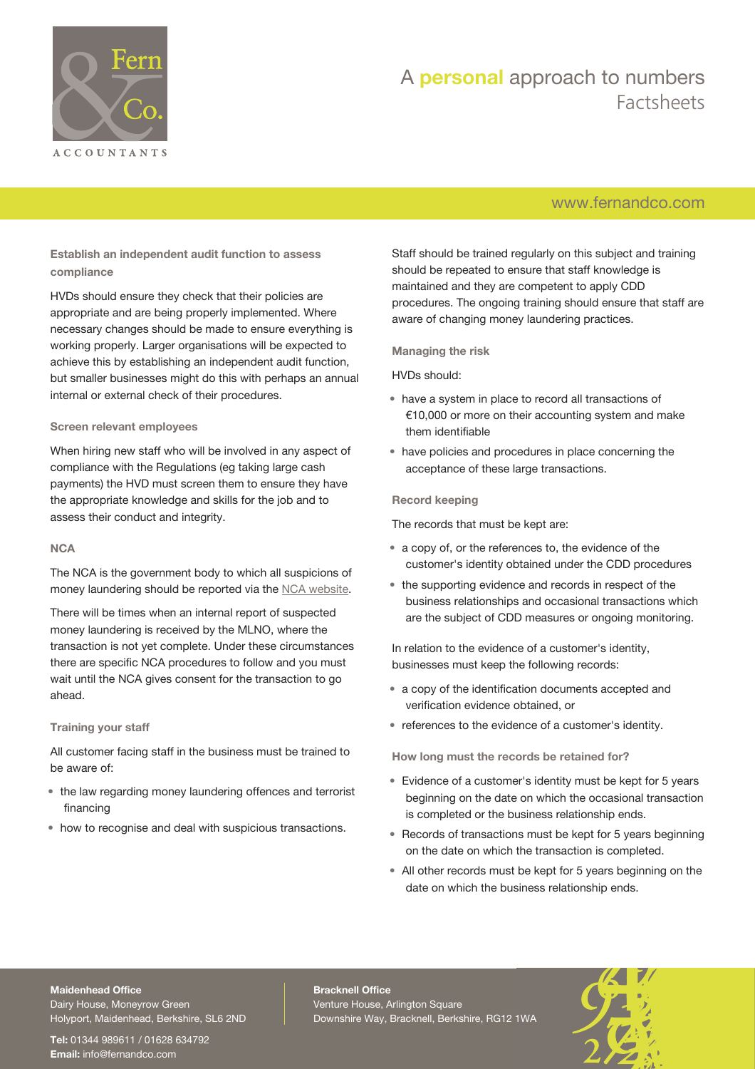### Establish an independent audit function to assess compliance

HVDs should ensure they check that their policies are appropriate and are being properly implemented. Where necessary changes should be made to ensure everything is working properly. Larger organisations will be expected to achieve this by establishing an independent audit function, but smaller businesses might do this with perhaps an annual internal or external check of their procedures.

### Screen relevant employees

When hiring new staff who will be involved in any aspect of compliance with the Regulations (eg taking large cash payments) the HVD must screen them to ensure they have the appropriate knowledge and skills for the job and to assess their conduct and integrity.

### NCA

The NCA is the government body to which all suspicions of money laundering should be reported via the NCA website.

There will be times when an internal report of suspected money laundering is received by the MLNO, where the transaction is not yet complete. Under these circumstances there are specific NCA procedures to follow and you must wait until the NCA gives consent for the transaction to go ahead.

### Training your staff

All customer facing staff in the business must be trained to be aware of:

- the law regarding money laundering offences and terrorist financing
- how to recognise and deal with suspicious transactions.

Staff should be trained regularly on this subject and training should be repeated to ensure that staff knowledge is maintained and they are competent to apply CDD procedures. The ongoing training should ensure that staff are aware of changing money laundering practices.

### Managing the risk

HVDs should:

- have a system in place to record all transactions of €10,000 or more on their accounting system and make them identifiable
- have policies and procedures in place concerning the acceptance of these large transactions.

### Record keeping

The records that must be kept are:

- a copy of, or the references to, the evidence of the customer's identity obtained under the CDD procedures
- the supporting evidence and records in respect of the business relationships and occasional transactions which are the subject of CDD measures or ongoing monitoring.

In relation to the evidence of a customer's identity, businesses must keep the following records:

- a copy of the identification documents accepted and verification evidence obtained, or
- references to the evidence of a customer's identity.

### How long must the records be retained for?

- Evidence of a customer's identity must be kept for 5 years beginning on the date on which the occasional transaction is completed or the business relationship ends.
- Records of transactions must be kept for 5 years beginning on the date on which the transaction is completed.
- All other records must be kept for 5 years beginning on the date on which the business relationship ends.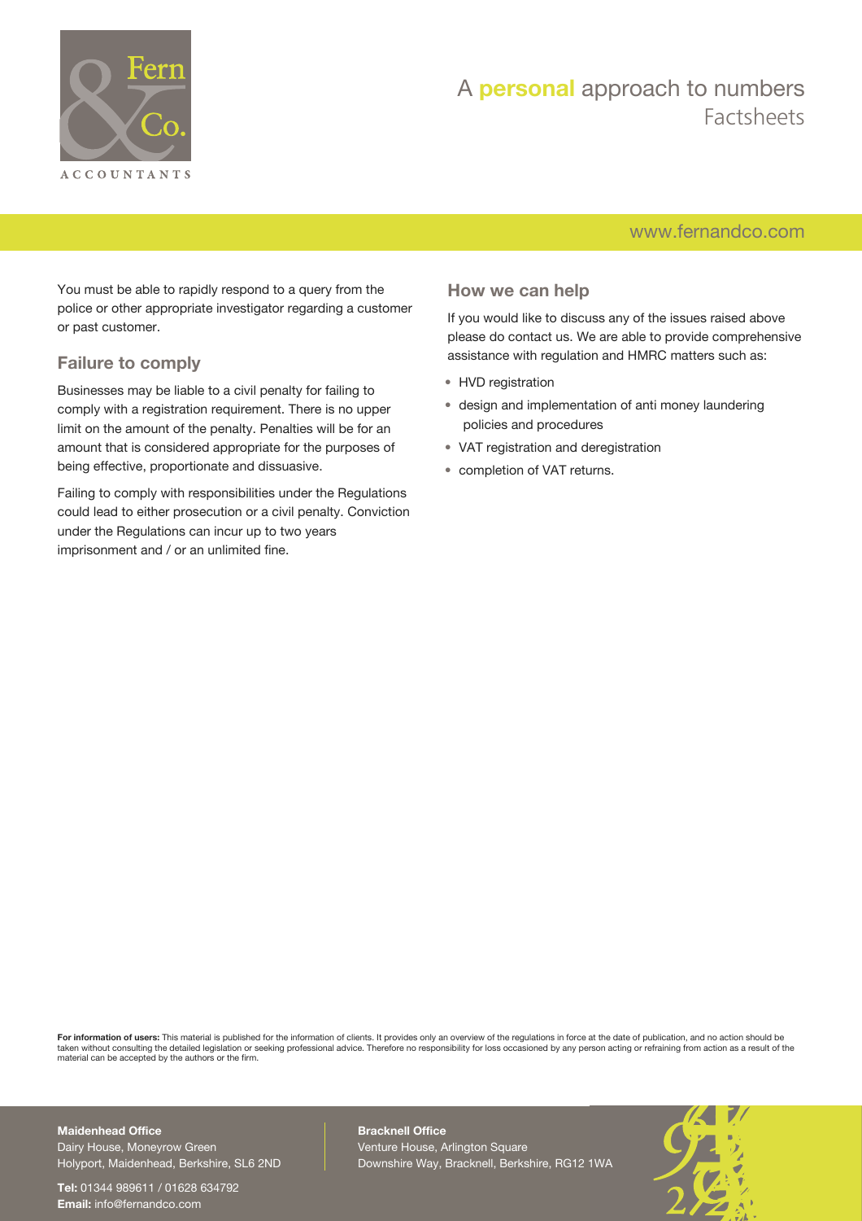You must be able to rapidly respond to a query from the police or other appropriate investigator regarding a customer or past customer.

## Failure to comply

Businesses may be liable to a civil penalty for failing to comply with a registration requirement. There is no upper limit on the amount of the penalty. Penalties will be for an amount that is considered appropriate for the purposes of being effective, proportionate and dissuasive.

Failing to comply with responsibilities under the Regulations could lead to either prosecution or a civil penalty. Conviction under the Regulations can incur up to two years imprisonment and / or an unlimited fine.

## How we can help

If you would like to discuss any of the issues raised above please do contact us. We are able to provide comprehensive assistance with regulation and HMRC matters such as:

- HVD registration
- design and implementation of anti money laundering policies and procedures
- VAT registration and deregistration
- completion of VAT returns.

**For information of users:** This material is published for the information of clients. It provides only an overview of the regulations in force at the date of publication, and no action should be taken without consulting the detailed legislation or seeking professional advice. Therefore no responsibility for loss occasioned by any person acting or refraining from action as a result of the material can be accepted by the authors or the firm.